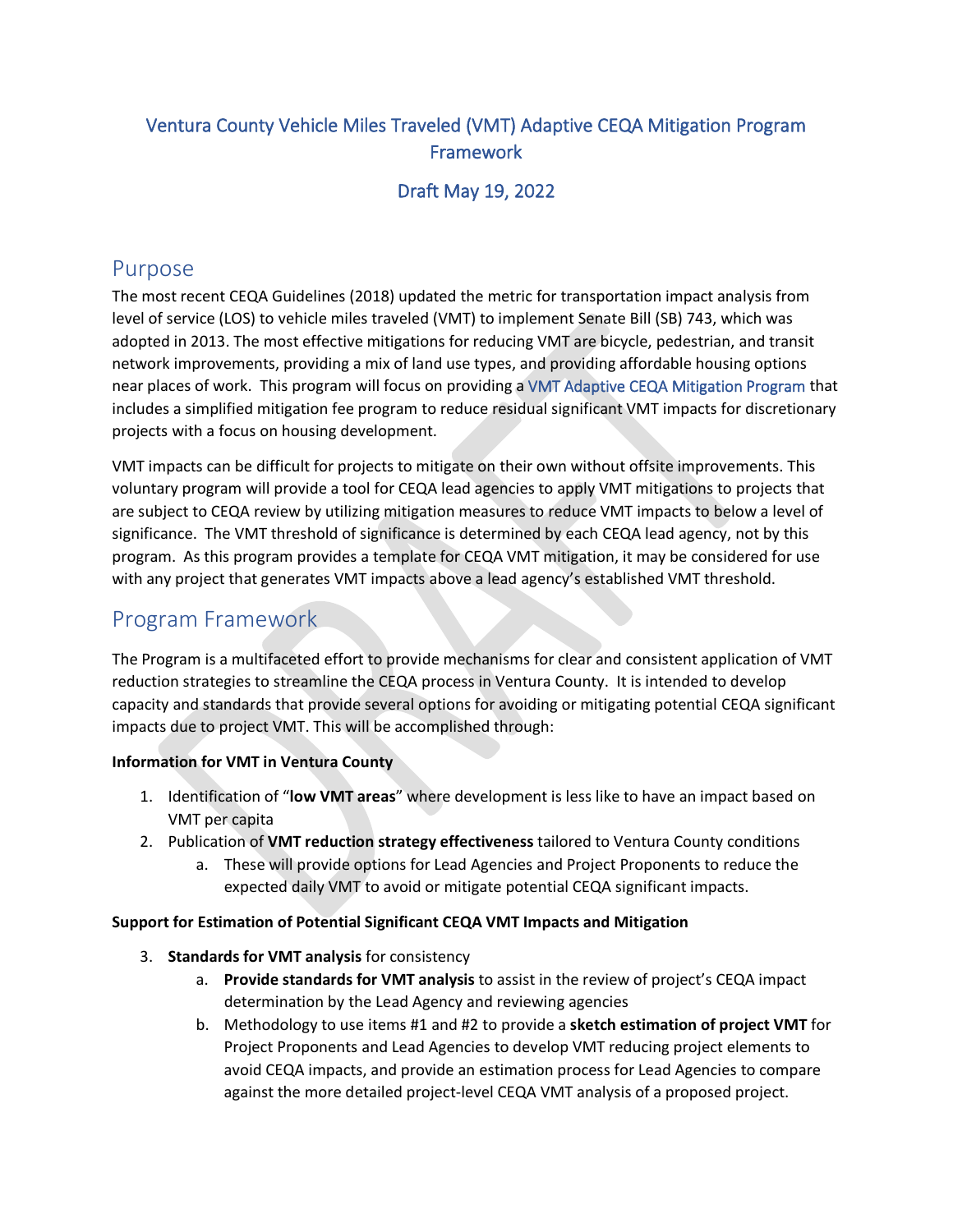# Ventura County Vehicle Miles Traveled (VMT) Adaptive CEQA Mitigation Program Framework

## Draft May 19, 2022

## Purpose

The most recent CEQA Guidelines (2018) updated the metric for transportation impact analysis from level of service (LOS) to vehicle miles traveled (VMT) to implement Senate Bill (SB) 743, which was adopted in 2013. The most effective mitigations for reducing VMT are bicycle, pedestrian, and transit network improvements, providing a mix of land use types, and providing affordable housing options near places of work. This program will focus on providing a VMT Adaptive CEQA Mitigation Program that includes a simplified mitigation fee program to reduce residual significant VMT impacts for discretionary projects with a focus on housing development.

VMT impacts can be difficult for projects to mitigate on their own without offsite improvements. This voluntary program will provide a tool for CEQA lead agencies to apply VMT mitigations to projects that are subject to CEQA review by utilizing mitigation measures to reduce VMT impacts to below a level of significance. The VMT threshold of significance is determined by each CEQA lead agency, not by this program. As this program provides a template for CEQA VMT mitigation, it may be considered for use with any project that generates VMT impacts above a lead agency's established VMT threshold.

## Program Framework

The Program is a multifaceted effort to provide mechanisms for clear and consistent application of VMT reduction strategies to streamline the CEQA process in Ventura County. It is intended to develop capacity and standards that provide several options for avoiding or mitigating potential CEQA significant impacts due to project VMT. This will be accomplished through:

**Information for VMT in Ventura County**

1. Identification of "**low VMT areas**" where development is less like to have an impact based on VMT per capita
2. Publication of **VMT reduction strategy effectiveness** tailored to Ventura County conditions
   a. These will provide options for Lead Agencies and Project Proponents to reduce the expected daily VMT to avoid or mitigate potential CEQA significant impacts.

**Support for Estimation of Potential Significant CEQA VMT Impacts and Mitigation**

3. **Standards for VMT analysis** for consistency
   a. **Provide standards for VMT analysis** to assist in the review of project's CEQA impact determination by the Lead Agency and reviewing agencies
   b. Methodology to use items #1 and #2 to provide a **sketch estimation of project VMT** for Project Proponents and Lead Agencies to develop VMT reducing project elements to avoid CEQA impacts, and provide an estimation process for Lead Agencies to compare against the more detailed project-level CEQA VMT analysis of a proposed project.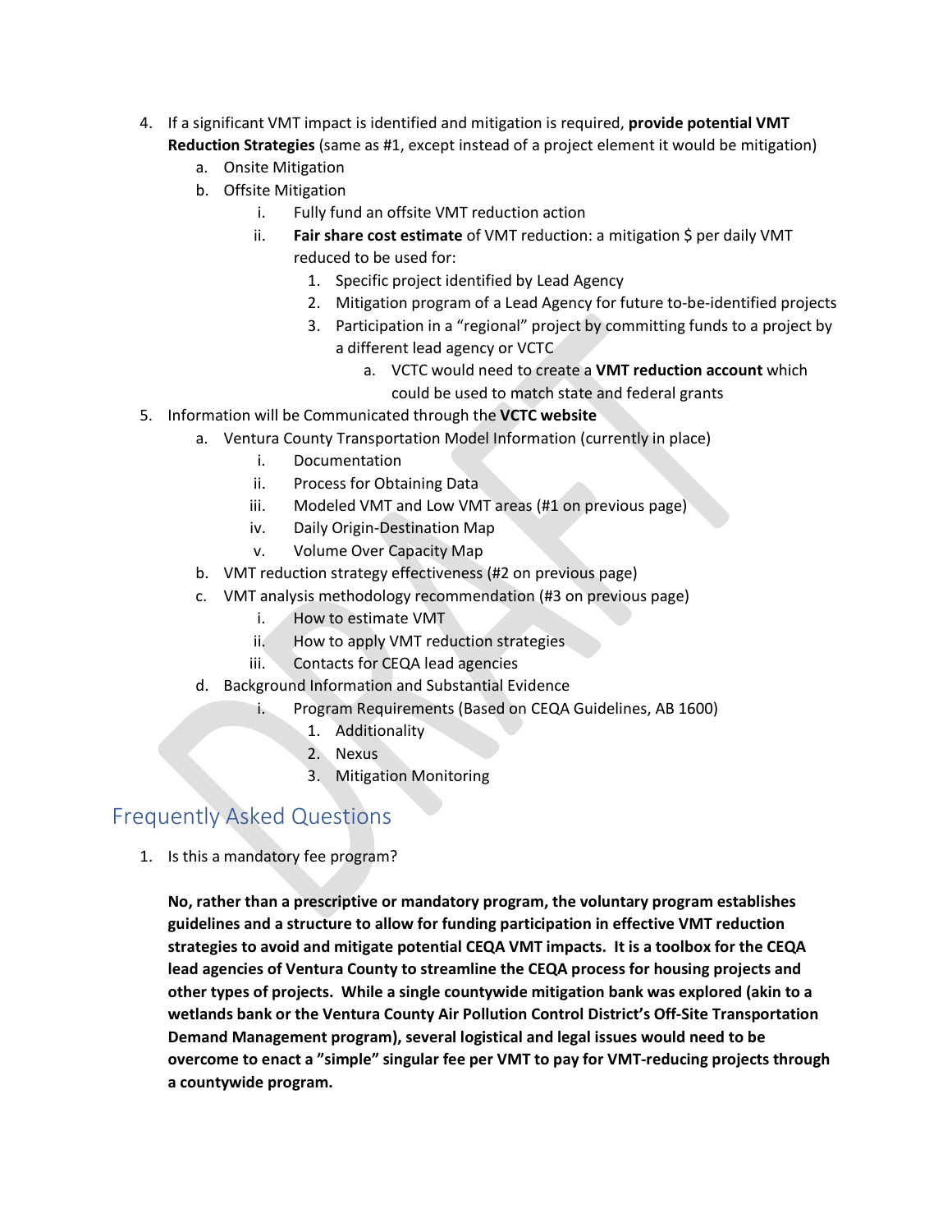4. If a significant VMT impact is identified and mitigation is required, **provide potential VMT Reduction Strategies** (same as #1, except instead of a project element it would be mitigation)
    a. Onsite Mitigation
    b. Offsite Mitigation
        i. Fully fund an offsite VMT reduction action
        ii. **Fair share cost estimate** of VMT reduction: a mitigation $ per daily VMT reduced to be used for:
            1. Specific project identified by Lead Agency
            2. Mitigation program of a Lead Agency for future to-be-identified projects
            3. Participation in a "regional" project by committing funds to a project by a different lead agency or VCTC
                a. VCTC would need to create a **VMT reduction account** which could be used to match state and federal grants
5. Information will be Communicated through the **VCTC website**
    a. Ventura County Transportation Model Information (currently in place)
        i. Documentation
        ii. Process for Obtaining Data
        iii. Modeled VMT and Low VMT areas (#1 on previous page)
        iv. Daily Origin-Destination Map
        v. Volume Over Capacity Map
    b. VMT reduction strategy effectiveness (#2 on previous page)
    c. VMT analysis methodology recommendation (#3 on previous page)
        i. How to estimate VMT
        ii. How to apply VMT reduction strategies
        iii. Contacts for CEQA lead agencies
    d. Background Information and Substantial Evidence
        i. Program Requirements (Based on CEQA Guidelines, AB 1600)
            1. Additionality
            2. Nexus
            3. Mitigation Monitoring

## Frequently Asked Questions

1. Is this a mandatory fee program?

    **No, rather than a prescriptive or mandatory program, the voluntary program establishes guidelines and a structure to allow for funding participation in effective VMT reduction strategies to avoid and mitigate potential CEQA VMT impacts. It is a toolbox for the CEQA lead agencies of Ventura County to streamline the CEQA process for housing projects and other types of projects. While a single countywide mitigation bank was explored (akin to a wetlands bank or the Ventura County Air Pollution Control District's Off-Site Transportation Demand Management program), several logistical and legal issues would need to be overcome to enact a "simple" singular fee per VMT to pay for VMT-reducing projects through a countywide program.**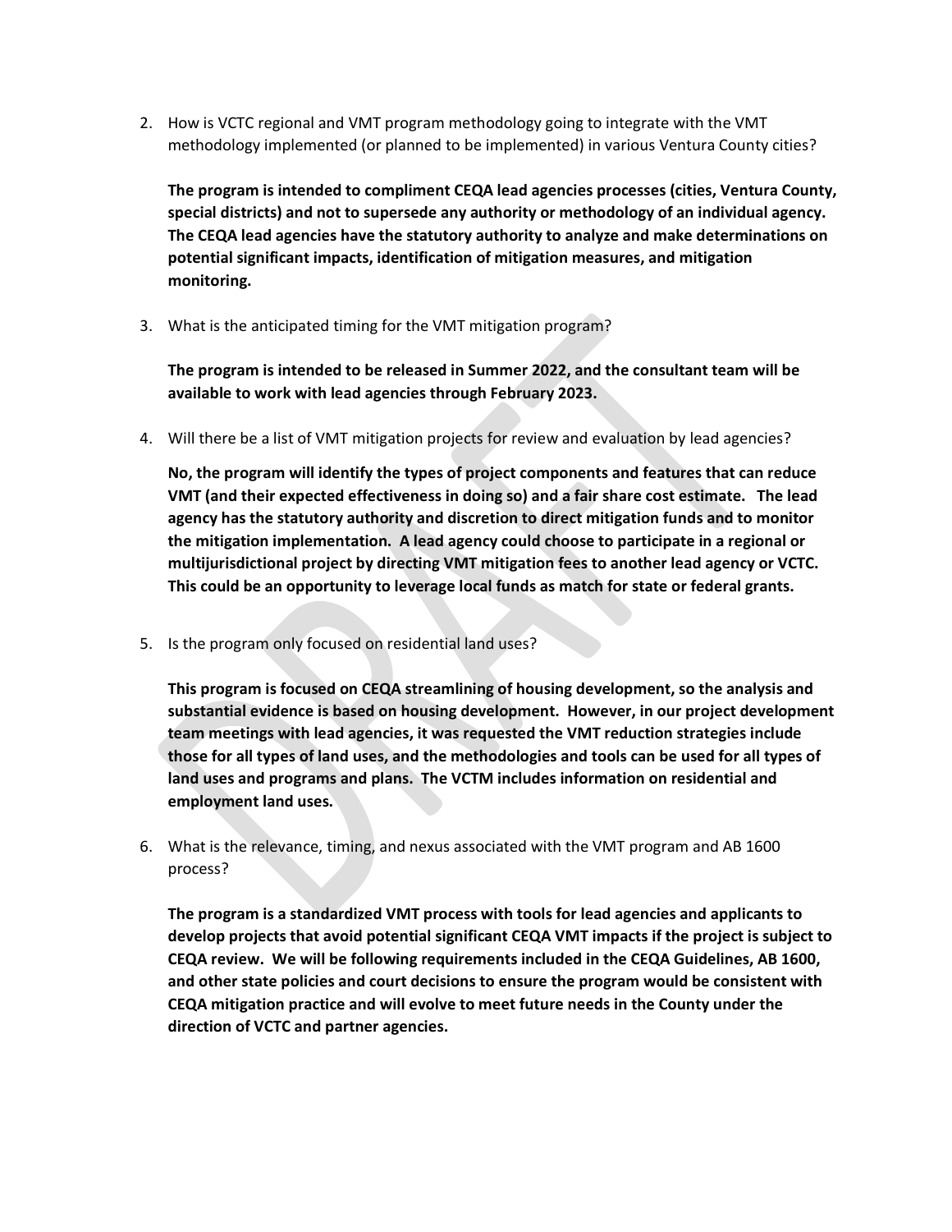2. How is VCTC regional and VMT program methodology going to integrate with the VMT methodology implemented (or planned to be implemented) in various Ventura County cities?

   **The program is intended to compliment CEQA lead agencies processes (cities, Ventura County, special districts) and not to supersede any authority or methodology of an individual agency. The CEQA lead agencies have the statutory authority to analyze and make determinations on potential significant impacts, identification of mitigation measures, and mitigation monitoring.**

3. What is the anticipated timing for the VMT mitigation program?

   **The program is intended to be released in Summer 2022, and the consultant team will be available to work with lead agencies through February 2023.**

4. Will there be a list of VMT mitigation projects for review and evaluation by lead agencies?

   **No, the program will identify the types of project components and features that can reduce VMT (and their expected effectiveness in doing so) and a fair share cost estimate. The lead agency has the statutory authority and discretion to direct mitigation funds and to monitor the mitigation implementation. A lead agency could choose to participate in a regional or multijurisdictional project by directing VMT mitigation fees to another lead agency or VCTC. This could be an opportunity to leverage local funds as match for state or federal grants.**

5. Is the program only focused on residential land uses?

   **This program is focused on CEQA streamlining of housing development, so the analysis and substantial evidence is based on housing development. However, in our project development team meetings with lead agencies, it was requested the VMT reduction strategies include those for all types of land uses, and the methodologies and tools can be used for all types of land uses and programs and plans. The VCTM includes information on residential and employment land uses.**

6. What is the relevance, timing, and nexus associated with the VMT program and AB 1600 process?

   **The program is a standardized VMT process with tools for lead agencies and applicants to develop projects that avoid potential significant CEQA VMT impacts if the project is subject to CEQA review. We will be following requirements included in the CEQA Guidelines, AB 1600, and other state policies and court decisions to ensure the program would be consistent with CEQA mitigation practice and will evolve to meet future needs in the County under the direction of VCTC and partner agencies.**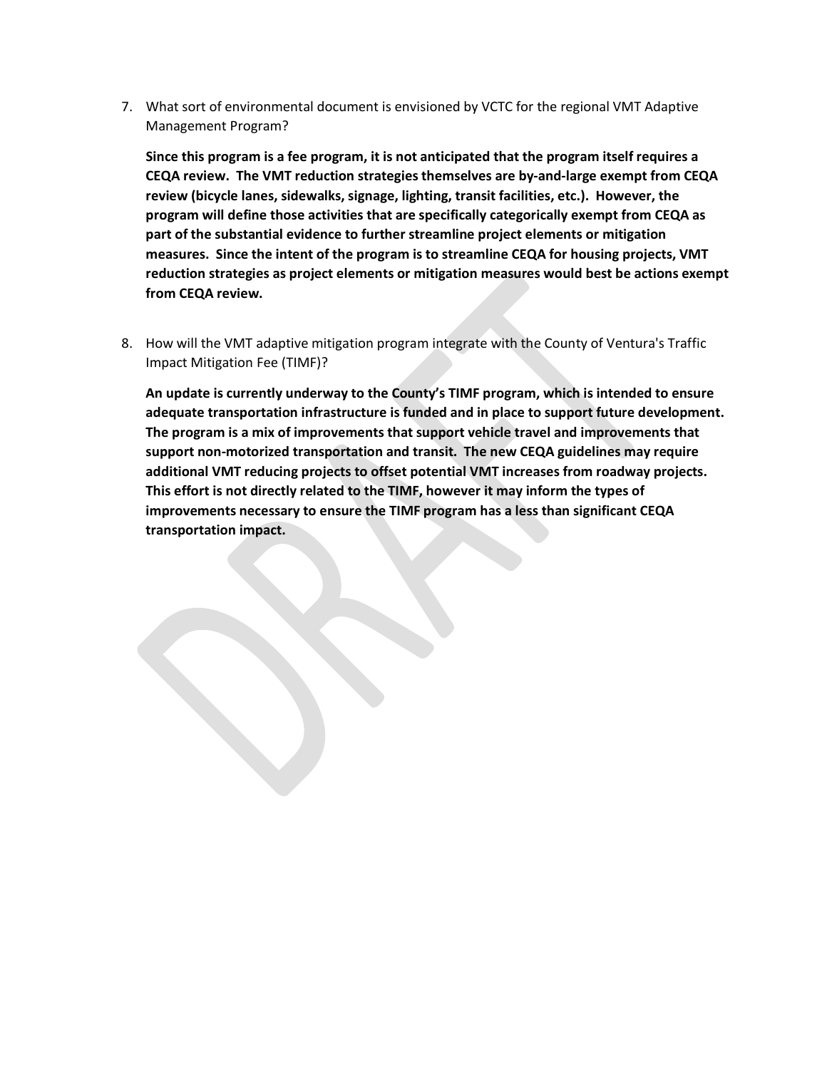7. What sort of environmental document is envisioned by VCTC for the regional VMT Adaptive Management Program?

   **Since this program is a fee program, it is not anticipated that the program itself requires a CEQA review. The VMT reduction strategies themselves are by-and-large exempt from CEQA review (bicycle lanes, sidewalks, signage, lighting, transit facilities, etc.). However, the program will define those activities that are specifically categorically exempt from CEQA as part of the substantial evidence to further streamline project elements or mitigation measures. Since the intent of the program is to streamline CEQA for housing projects, VMT reduction strategies as project elements or mitigation measures would best be actions exempt from CEQA review.**

8. How will the VMT adaptive mitigation program integrate with the County of Ventura's Traffic Impact Mitigation Fee (TIMF)?

   **An update is currently underway to the County's TIMF program, which is intended to ensure adequate transportation infrastructure is funded and in place to support future development. The program is a mix of improvements that support vehicle travel and improvements that support non-motorized transportation and transit. The new CEQA guidelines may require additional VMT reducing projects to offset potential VMT increases from roadway projects. This effort is not directly related to the TIMF, however it may inform the types of improvements necessary to ensure the TIMF program has a less than significant CEQA transportation impact.**